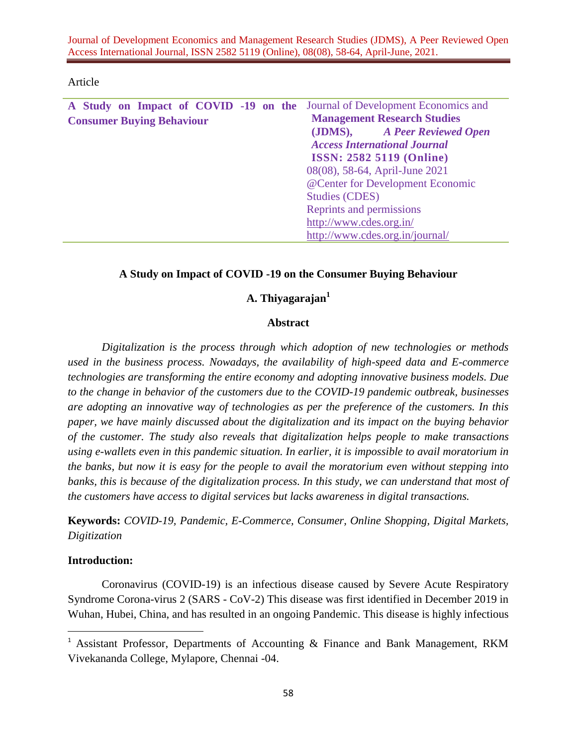Article

| A Study on Impact of COVID -19 on the Consumer Buying Behaviour | Journal of Development Economics and **Management Research Studies (JDMS),** ***A Peer Reviewed Open Access International Journal*** **ISSN: 2582 5119 (Online)** 08(08), 58-64, April-June 2021 @Center for Development Economic Studies (CDES) Reprints and permissions http://www.cdes.org.in/ http://www.cdes.org.in/journal/ |
|---|---|

# A Study on Impact of COVID -19 on the Consumer Buying Behaviour

**A. Thiyagarajan[1]**

## Abstract

*Digitalization is the process through which adoption of new technologies or methods used in the business process. Nowadays, the availability of high-speed data and E-commerce technologies are transforming the entire economy and adopting innovative business models. Due to the change in behavior of the customers due to the COVID-19 pandemic outbreak, businesses are adopting an innovative way of technologies as per the preference of the customers. In this paper, we have mainly discussed about the digitalization and its impact on the buying behavior of the customer. The study also reveals that digitalization helps people to make transactions using e-wallets even in this pandemic situation. In earlier, it is impossible to avail moratorium in the banks, but now it is easy for the people to avail the moratorium even without stepping into banks, this is because of the digitalization process. In this study, we can understand that most of the customers have access to digital services but lacks awareness in digital transactions.*

**Keywords:** *COVID-19, Pandemic, E-Commerce, Consumer, Online Shopping, Digital Markets, Digitization*

## Introduction:

Coronavirus (COVID-19) is an infectious disease caused by Severe Acute Respiratory Syndrome Corona-virus 2 (SARS - CoV-2) This disease was first identified in December 2019 in Wuhan, Hubei, China, and has resulted in an ongoing Pandemic. This disease is highly infectious

[1] Assistant Professor, Departments of Accounting & Finance and Bank Management, RKM Vivekananda College, Mylapore, Chennai -04.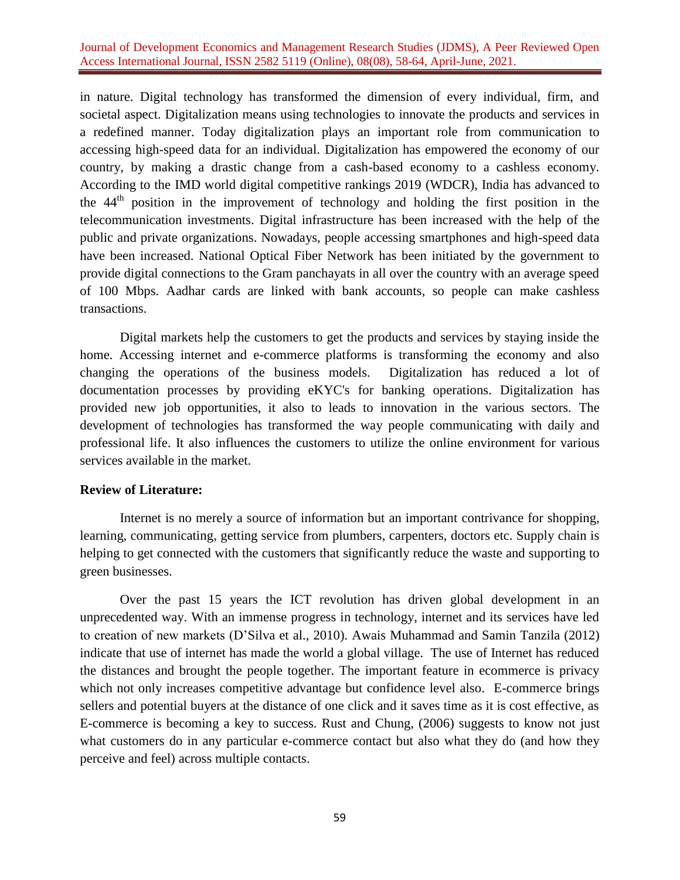in nature. Digital technology has transformed the dimension of every individual, firm, and societal aspect. Digitalization means using technologies to innovate the products and services in a redefined manner. Today digitalization plays an important role from communication to accessing high-speed data for an individual. Digitalization has empowered the economy of our country, by making a drastic change from a cash-based economy to a cashless economy. According to the IMD world digital competitive rankings 2019 (WDCR), India has advanced to the 44$^{th}$ position in the improvement of technology and holding the first position in the telecommunication investments. Digital infrastructure has been increased with the help of the public and private organizations. Nowadays, people accessing smartphones and high-speed data have been increased. National Optical Fiber Network has been initiated by the government to provide digital connections to the Gram panchayats in all over the country with an average speed of 100 Mbps. Aadhar cards are linked with bank accounts, so people can make cashless transactions.

Digital markets help the customers to get the products and services by staying inside the home. Accessing internet and e-commerce platforms is transforming the economy and also changing the operations of the business models. Digitalization has reduced a lot of documentation processes by providing eKYC's for banking operations. Digitalization has provided new job opportunities, it also to leads to innovation in the various sectors. The development of technologies has transformed the way people communicating with daily and professional life. It also influences the customers to utilize the online environment for various services available in the market.

**Review of Literature:**

Internet is no merely a source of information but an important contrivance for shopping, learning, communicating, getting service from plumbers, carpenters, doctors etc. Supply chain is helping to get connected with the customers that significantly reduce the waste and supporting to green businesses.

Over the past 15 years the ICT revolution has driven global development in an unprecedented way. With an immense progress in technology, internet and its services have led to creation of new markets (D'Silva et al., 2010). Awais Muhammad and Samin Tanzila (2012) indicate that use of internet has made the world a global village. The use of Internet has reduced the distances and brought the people together. The important feature in ecommerce is privacy which not only increases competitive advantage but confidence level also. E-commerce brings sellers and potential buyers at the distance of one click and it saves time as it is cost effective, as E-commerce is becoming a key to success. Rust and Chung, (2006) suggests to know not just what customers do in any particular e-commerce contact but also what they do (and how they perceive and feel) across multiple contacts.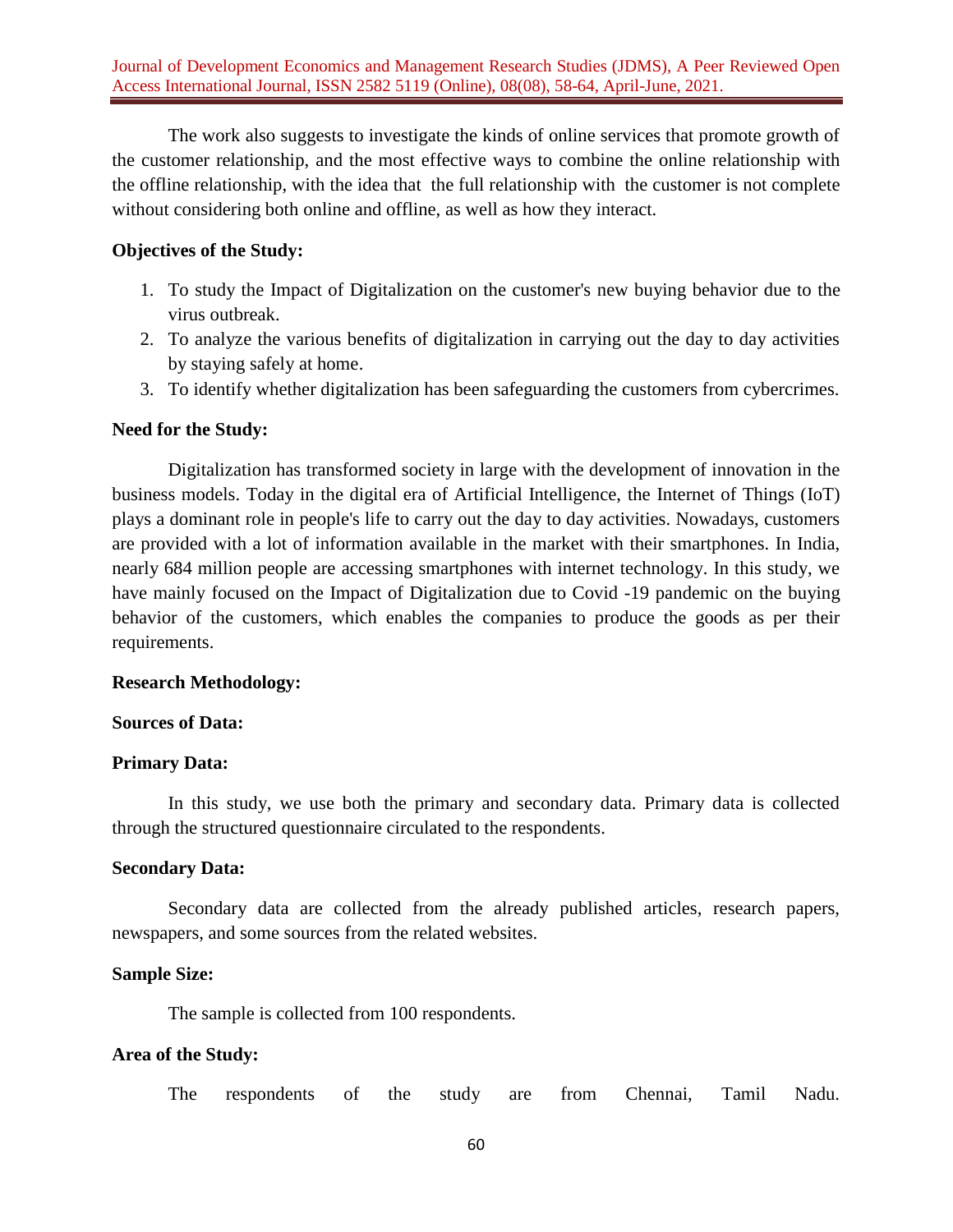The work also suggests to investigate the kinds of online services that promote growth of the customer relationship, and the most effective ways to combine the online relationship with the offline relationship, with the idea that the full relationship with the customer is not complete without considering both online and offline, as well as how they interact.

**Objectives of the Study:**

1. To study the Impact of Digitalization on the customer's new buying behavior due to the virus outbreak.
2. To analyze the various benefits of digitalization in carrying out the day to day activities by staying safely at home.
3. To identify whether digitalization has been safeguarding the customers from cybercrimes.

**Need for the Study:**

Digitalization has transformed society in large with the development of innovation in the business models. Today in the digital era of Artificial Intelligence, the Internet of Things (IoT) plays a dominant role in people's life to carry out the day to day activities. Nowadays, customers are provided with a lot of information available in the market with their smartphones. In India, nearly 684 million people are accessing smartphones with internet technology. In this study, we have mainly focused on the Impact of Digitalization due to Covid -19 pandemic on the buying behavior of the customers, which enables the companies to produce the goods as per their requirements.

**Research Methodology:**

**Sources of Data:**

**Primary Data:**

In this study, we use both the primary and secondary data. Primary data is collected through the structured questionnaire circulated to the respondents.

**Secondary Data:**

Secondary data are collected from the already published articles, research papers, newspapers, and some sources from the related websites.

**Sample Size:**

The sample is collected from 100 respondents.

**Area of the Study:**

The respondents of the study are from Chennai, Tamil Nadu.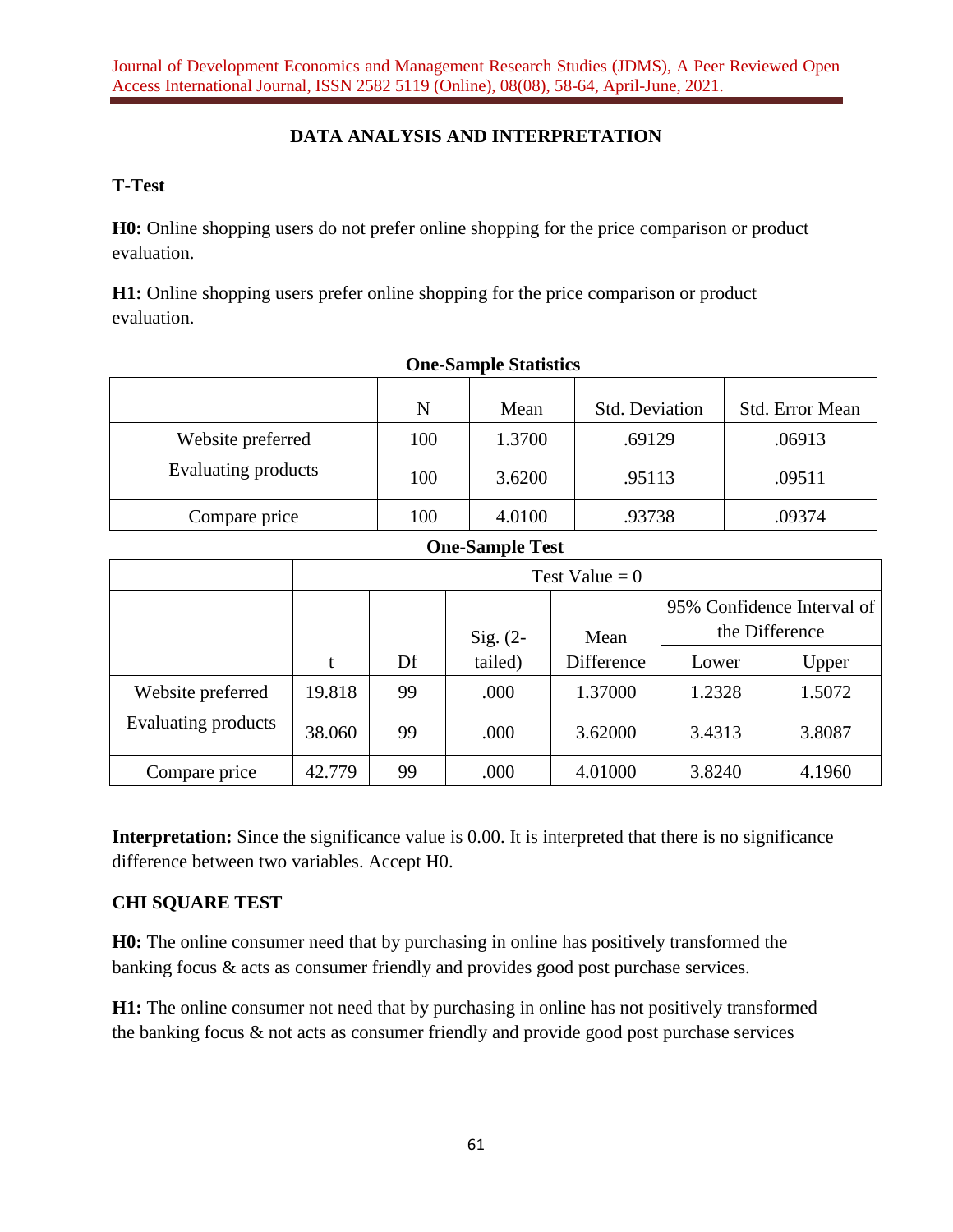## DATA ANALYSIS AND INTERPRETATION

### T-Test

**H0:** Online shopping users do not prefer online shopping for the price comparison or product evaluation.

**H1:** Online shopping users prefer online shopping for the price comparison or product evaluation.

**One-Sample Statistics**

| | N | Mean | Std. Deviation | Std. Error Mean |
|---|---|---|---|---|
| Website preferred | 100 | 1.3700 | .69129 | .06913 |
| Evaluating products | 100 | 3.6200 | .95113 | .09511 |
| Compare price | 100 | 4.0100 | .93738 | .09374 |

**One-Sample Test**

| | Test Value = 0 | | | | | |
|---|---|---|---|---|---|---|
| | | | | | 95% Confidence Interval of the Difference | |
| | t | Df | Sig. (2-tailed) | Mean Difference | Lower | Upper |
| Website preferred | 19.818 | 99 | .000 | 1.37000 | 1.2328 | 1.5072 |
| Evaluating products | 38.060 | 99 | .000 | 3.62000 | 3.4313 | 3.8087 |
| Compare price | 42.779 | 99 | .000 | 4.01000 | 3.8240 | 4.1960 |

**Interpretation:** Since the significance value is 0.00. It is interpreted that there is no significance difference between two variables. Accept H0.

### CHI SQUARE TEST

**H0:** The online consumer need that by purchasing in online has positively transformed the banking focus & acts as consumer friendly and provides good post purchase services.

**H1:** The online consumer not need that by purchasing in online has not positively transformed the banking focus & not acts as consumer friendly and provide good post purchase services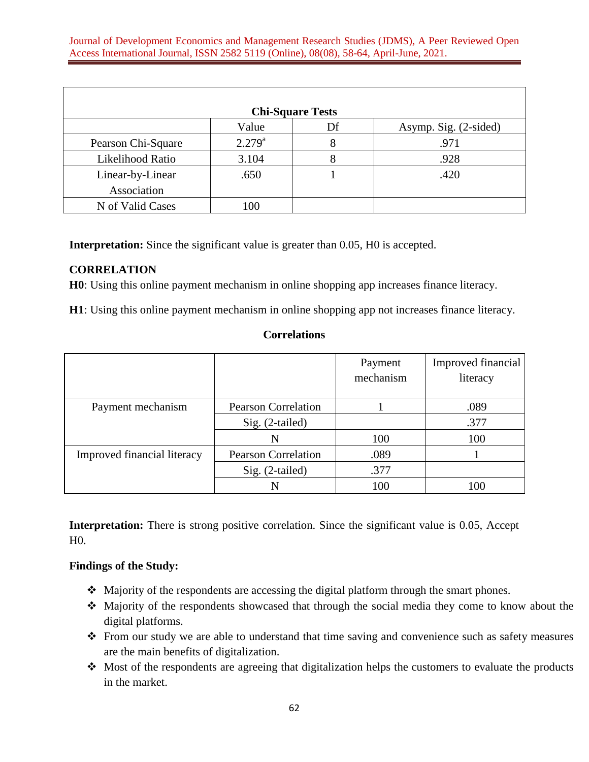| Chi-Square Tests | | | |
|---|---|---|---|
| | Value | Df | Asymp. Sig. (2-sided) |
| Pearson Chi-Square | 2.279[a] | 8 | .971 |
| Likelihood Ratio | 3.104 | 8 | .928 |
| Linear-by-Linear Association | .650 | 1 | .420 |
| N of Valid Cases | 100 | | |

**Interpretation:** Since the significant value is greater than 0.05, H0 is accepted.

**CORRELATION**

**H0**: Using this online payment mechanism in online shopping app increases finance literacy.

**H1**: Using this online payment mechanism in online shopping app not increases finance literacy.

**Correlations**

| | | Payment mechanism | Improved financial literacy |
|---|---|---|---|
| Payment mechanism | Pearson Correlation | 1 | .089 |
| | Sig. (2-tailed) | | .377 |
| | N | 100 | 100 |
| Improved financial literacy | Pearson Correlation | .089 | 1 |
| | Sig. (2-tailed) | .377 | |
| | N | 100 | 100 |

**Interpretation:** There is strong positive correlation. Since the significant value is 0.05, Accept H0.

**Findings of the Study:**

- Majority of the respondents are accessing the digital platform through the smart phones.
- Majority of the respondents showcased that through the social media they come to know about the digital platforms.
- From our study we are able to understand that time saving and convenience such as safety measures are the main benefits of digitalization.
- Most of the respondents are agreeing that digitalization helps the customers to evaluate the products in the market.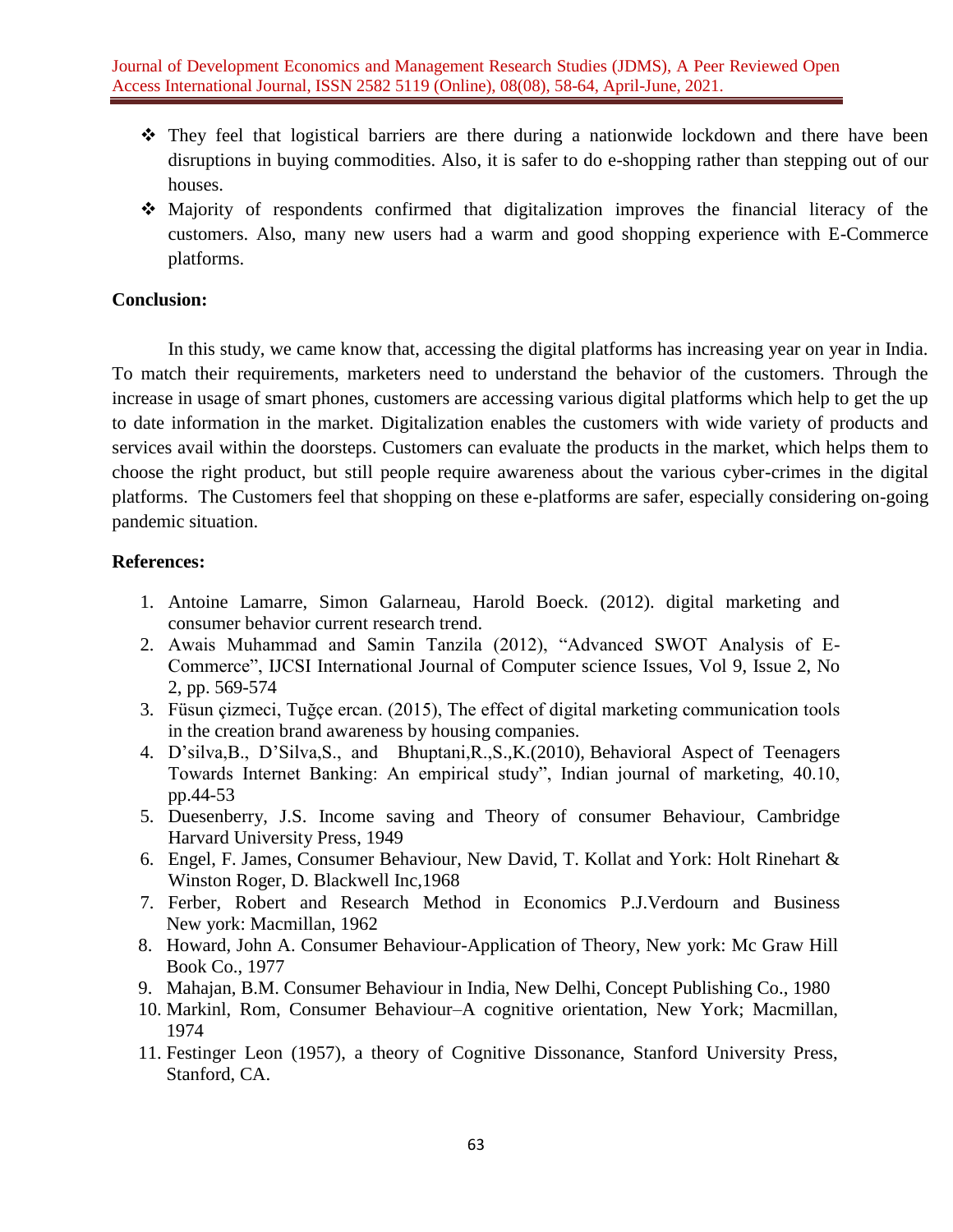- They feel that logistical barriers are there during a nationwide lockdown and there have been disruptions in buying commodities. Also, it is safer to do e-shopping rather than stepping out of our houses.
- Majority of respondents confirmed that digitalization improves the financial literacy of the customers. Also, many new users had a warm and good shopping experience with E-Commerce platforms.

**Conclusion:**

In this study, we came know that, accessing the digital platforms has increasing year on year in India. To match their requirements, marketers need to understand the behavior of the customers. Through the increase in usage of smart phones, customers are accessing various digital platforms which help to get the up to date information in the market. Digitalization enables the customers with wide variety of products and services avail within the doorsteps. Customers can evaluate the products in the market, which helps them to choose the right product, but still people require awareness about the various cyber-crimes in the digital platforms. The Customers feel that shopping on these e-platforms are safer, especially considering on-going pandemic situation.

**References:**

1. Antoine Lamarre, Simon Galarneau, Harold Boeck. (2012). digital marketing and consumer behavior current research trend.
2. Awais Muhammad and Samin Tanzila (2012), "Advanced SWOT Analysis of E-Commerce", IJCSI International Journal of Computer science Issues, Vol 9, Issue 2, No 2, pp. 569-574
3. Füsun çizmeci, Tuğçe ercan. (2015), The effect of digital marketing communication tools in the creation brand awareness by housing companies.
4. D'silva,B., D'Silva,S., and Bhuptani,R.,S.,K.(2010), Behavioral Aspect of Teenagers Towards Internet Banking: An empirical study", Indian journal of marketing, 40.10, pp.44-53
5. Duesenberry, J.S. Income saving and Theory of consumer Behaviour, Cambridge Harvard University Press, 1949
6. Engel, F. James, Consumer Behaviour, New David, T. Kollat and York: Holt Rinehart & Winston Roger, D. Blackwell Inc,1968
7. Ferber, Robert and Research Method in Economics P.J.Verdourn and Business New york: Macmillan, 1962
8. Howard, John A. Consumer Behaviour-Application of Theory, New york: Mc Graw Hill Book Co., 1977
9. Mahajan, B.M. Consumer Behaviour in India, New Delhi, Concept Publishing Co., 1980
10. Markinl, Rom, Consumer Behaviour–A cognitive orientation, New York; Macmillan, 1974
11. Festinger Leon (1957), a theory of Cognitive Dissonance, Stanford University Press, Stanford, CA.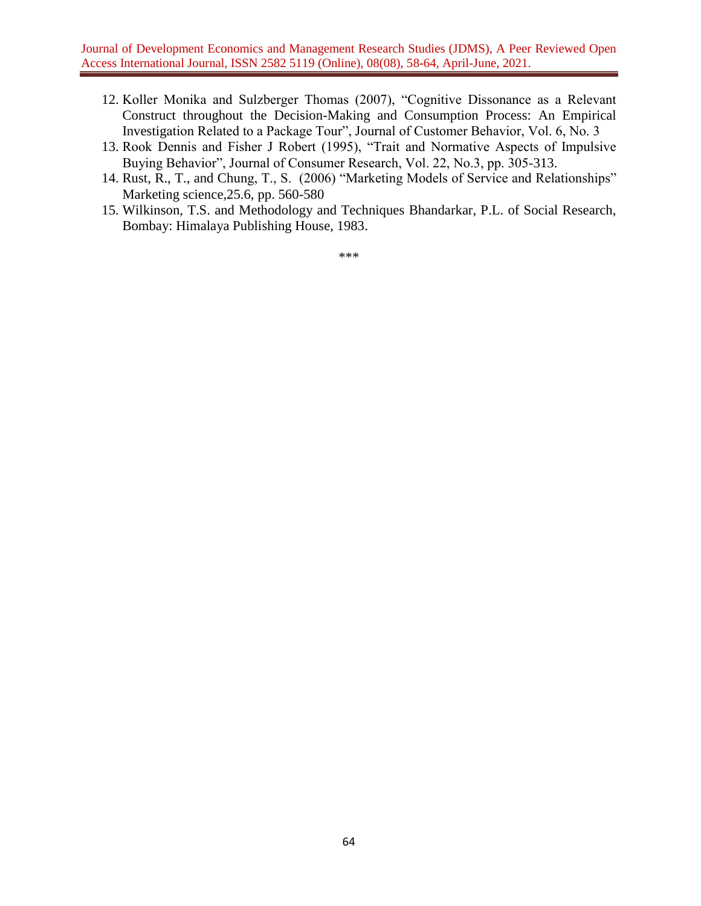12. Koller Monika and Sulzberger Thomas (2007), "Cognitive Dissonance as a Relevant Construct throughout the Decision-Making and Consumption Process: An Empirical Investigation Related to a Package Tour", Journal of Customer Behavior, Vol. 6, No. 3
13. Rook Dennis and Fisher J Robert (1995), "Trait and Normative Aspects of Impulsive Buying Behavior", Journal of Consumer Research, Vol. 22, No.3, pp. 305-313.
14. Rust, R., T., and Chung, T., S. (2006) "Marketing Models of Service and Relationships" Marketing science,25.6, pp. 560-580
15. Wilkinson, T.S. and Methodology and Techniques Bhandarkar, P.L. of Social Research, Bombay: Himalaya Publishing House, 1983.

***